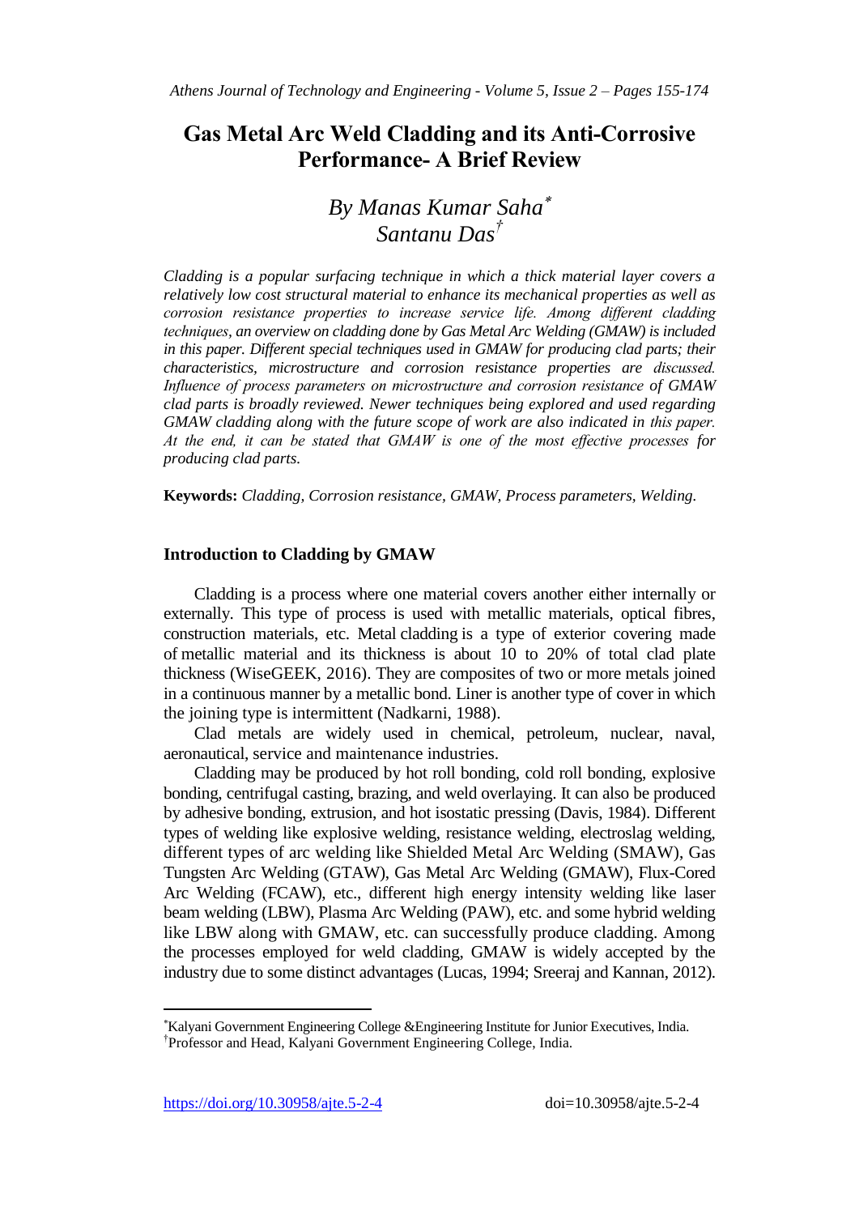# Gas Metal Arc Weld Cladding and its Anti-Corrosive Performance- A Brief Review

## *By Manas Kumar Saha*[*] *Santanu Das*[†]

*Cladding is a popular surfacing technique in which a thick material layer covers a relatively low cost structural material to enhance its mechanical properties as well as corrosion resistance properties to increase service life. Among different cladding techniques, an overview on cladding done by Gas Metal Arc Welding (GMAW) is included in this paper. Different special techniques used in GMAW for producing clad parts; their characteristics, microstructure and corrosion resistance properties are discussed. Influence of process parameters on microstructure and corrosion resistance of GMAW clad parts is broadly reviewed. Newer techniques being explored and used regarding GMAW cladding along with the future scope of work are also indicated in this paper. At the end, it can be stated that GMAW is one of the most effective processes for producing clad parts.*

**Keywords:** *Cladding, Corrosion resistance, GMAW, Process parameters, Welding.*

### Introduction to Cladding by GMAW

Cladding is a process where one material covers another either internally or externally. This type of process is used with metallic materials, optical fibres, construction materials, etc. Metal cladding is a type of exterior covering made of metallic material and its thickness is about 10 to 20% of total clad plate thickness (WiseGEEK, 2016). They are composites of two or more metals joined in a continuous manner by a metallic bond. Liner is another type of cover in which the joining type is intermittent (Nadkarni, 1988).

Clad metals are widely used in chemical, petroleum, nuclear, naval, aeronautical, service and maintenance industries.

Cladding may be produced by hot roll bonding, cold roll bonding, explosive bonding, centrifugal casting, brazing, and weld overlaying. It can also be produced by adhesive bonding, extrusion, and hot isostatic pressing (Davis, 1984). Different types of welding like explosive welding, resistance welding, electroslag welding, different types of arc welding like Shielded Metal Arc Welding (SMAW), Gas Tungsten Arc Welding (GTAW), Gas Metal Arc Welding (GMAW), Flux-Cored Arc Welding (FCAW), etc., different high energy intensity welding like laser beam welding (LBW), Plasma Arc Welding (PAW), etc. and some hybrid welding like LBW along with GMAW, etc. can successfully produce cladding. Among the processes employed for weld cladding, GMAW is widely accepted by the industry due to some distinct advantages (Lucas, 1994; Sreeraj and Kannan, 2012).

---

[*] Kalyani Government Engineering College &Engineering Institute for Junior Executives, India.

[†] Professor and Head, Kalyani Government Engineering College, India.

https://doi.org/10.30958/ajte.5-2-4 doi=10.30958/ajte.5-2-4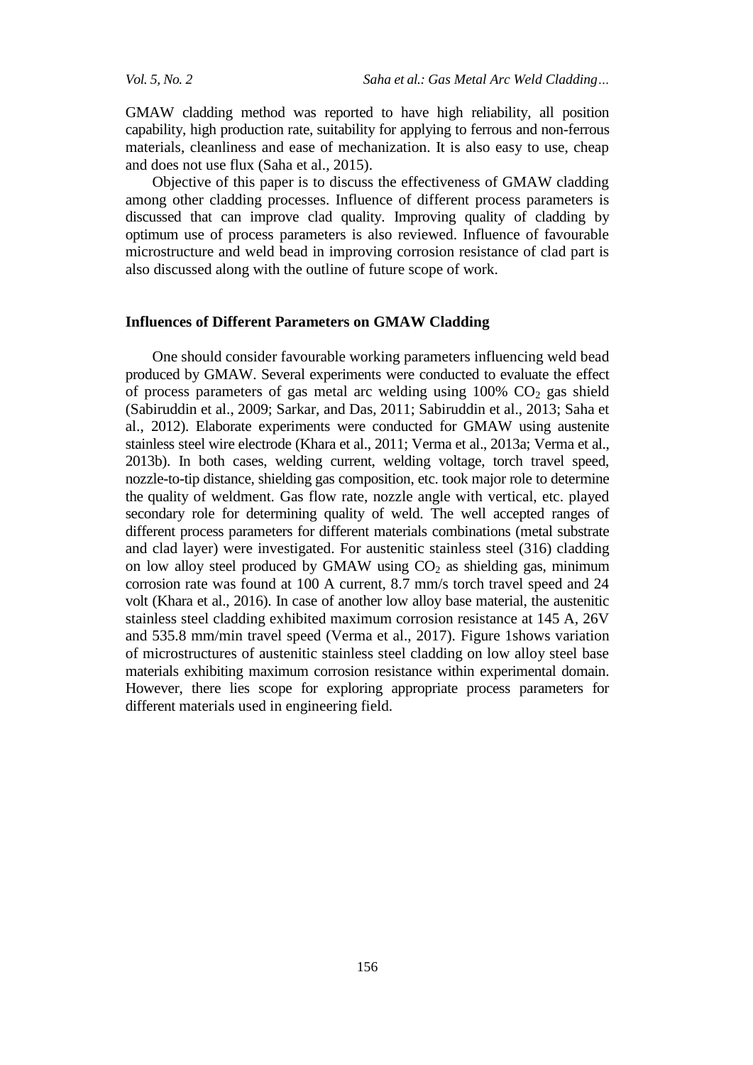GMAW cladding method was reported to have high reliability, all position capability, high production rate, suitability for applying to ferrous and non-ferrous materials, cleanliness and ease of mechanization. It is also easy to use, cheap and does not use flux (Saha et al., 2015).

Objective of this paper is to discuss the effectiveness of GMAW cladding among other cladding processes. Influence of different process parameters is discussed that can improve clad quality. Improving quality of cladding by optimum use of process parameters is also reviewed. Influence of favourable microstructure and weld bead in improving corrosion resistance of clad part is also discussed along with the outline of future scope of work.

## Influences of Different Parameters on GMAW Cladding

One should consider favourable working parameters influencing weld bead produced by GMAW. Several experiments were conducted to evaluate the effect of process parameters of gas metal arc welding using 100% $CO_2$ gas shield (Sabiruddin et al., 2009; Sarkar, and Das, 2011; Sabiruddin et al., 2013; Saha et al., 2012). Elaborate experiments were conducted for GMAW using austenite stainless steel wire electrode (Khara et al., 2011; Verma et al., 2013a; Verma et al., 2013b). In both cases, welding current, welding voltage, torch travel speed, nozzle-to-tip distance, shielding gas composition, etc. took major role to determine the quality of weldment. Gas flow rate, nozzle angle with vertical, etc. played secondary role for determining quality of weld. The well accepted ranges of different process parameters for different materials combinations (metal substrate and clad layer) were investigated. For austenitic stainless steel (316) cladding on low alloy steel produced by GMAW using $CO_2$ as shielding gas, minimum corrosion rate was found at 100 A current, 8.7 mm/s torch travel speed and 24 volt (Khara et al., 2016). In case of another low alloy base material, the austenitic stainless steel cladding exhibited maximum corrosion resistance at 145 A, 26V and 535.8 mm/min travel speed (Verma et al., 2017). Figure 1shows variation of microstructures of austenitic stainless steel cladding on low alloy steel base materials exhibiting maximum corrosion resistance within experimental domain. However, there lies scope for exploring appropriate process parameters for different materials used in engineering field.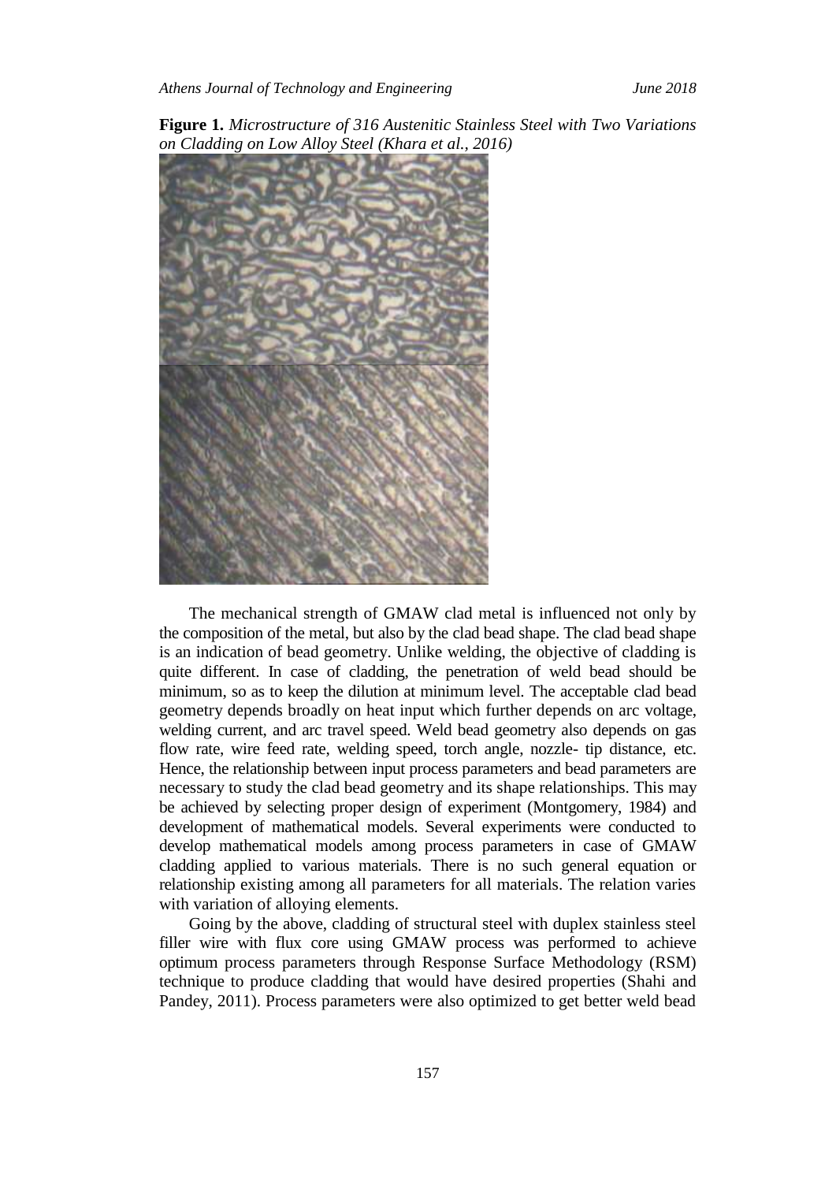**Figure 1.** *Microstructure of 316 Austenitic Stainless Steel with Two Variations on Cladding on Low Alloy Steel (Khara et al., 2016)*

The mechanical strength of GMAW clad metal is influenced not only by the composition of the metal, but also by the clad bead shape. The clad bead shape is an indication of bead geometry. Unlike welding, the objective of cladding is quite different. In case of cladding, the penetration of weld bead should be minimum, so as to keep the dilution at minimum level. The acceptable clad bead geometry depends broadly on heat input which further depends on arc voltage, welding current, and arc travel speed. Weld bead geometry also depends on gas flow rate, wire feed rate, welding speed, torch angle, nozzle- tip distance, etc. Hence, the relationship between input process parameters and bead parameters are necessary to study the clad bead geometry and its shape relationships. This may be achieved by selecting proper design of experiment (Montgomery, 1984) and development of mathematical models. Several experiments were conducted to develop mathematical models among process parameters in case of GMAW cladding applied to various materials. There is no such general equation or relationship existing among all parameters for all materials. The relation varies with variation of alloying elements.

Going by the above, cladding of structural steel with duplex stainless steel filler wire with flux core using GMAW process was performed to achieve optimum process parameters through Response Surface Methodology (RSM) technique to produce cladding that would have desired properties (Shahi and Pandey, 2011). Process parameters were also optimized to get better weld bead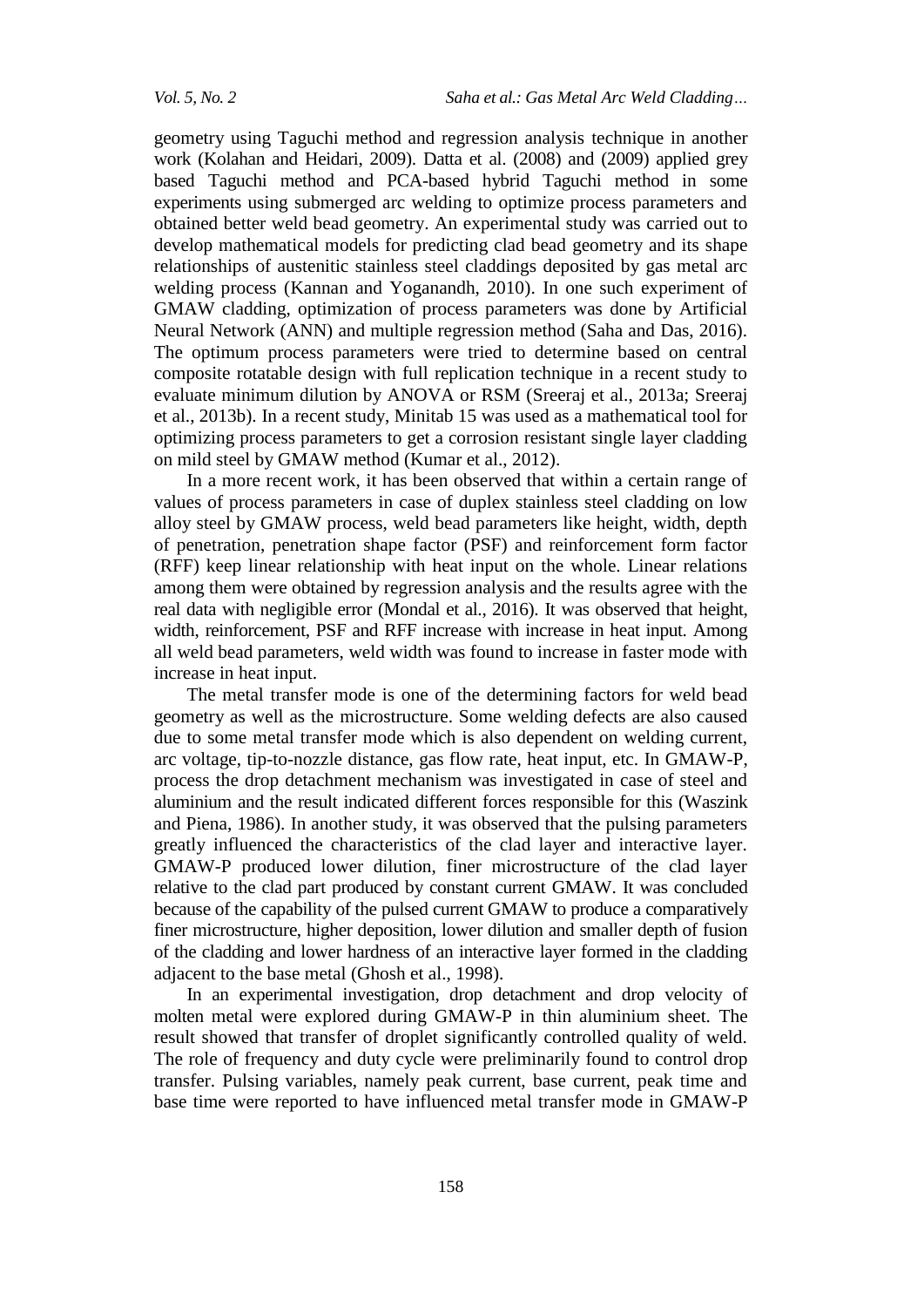geometry using Taguchi method and regression analysis technique in another work (Kolahan and Heidari, 2009). Datta et al. (2008) and (2009) applied grey based Taguchi method and PCA-based hybrid Taguchi method in some experiments using submerged arc welding to optimize process parameters and obtained better weld bead geometry. An experimental study was carried out to develop mathematical models for predicting clad bead geometry and its shape relationships of austenitic stainless steel claddings deposited by gas metal arc welding process (Kannan and Yoganandh, 2010). In one such experiment of GMAW cladding, optimization of process parameters was done by Artificial Neural Network (ANN) and multiple regression method (Saha and Das, 2016). The optimum process parameters were tried to determine based on central composite rotatable design with full replication technique in a recent study to evaluate minimum dilution by ANOVA or RSM (Sreeraj et al., 2013a; Sreeraj et al., 2013b). In a recent study, Minitab 15 was used as a mathematical tool for optimizing process parameters to get a corrosion resistant single layer cladding on mild steel by GMAW method (Kumar et al., 2012).

In a more recent work, it has been observed that within a certain range of values of process parameters in case of duplex stainless steel cladding on low alloy steel by GMAW process, weld bead parameters like height, width, depth of penetration, penetration shape factor (PSF) and reinforcement form factor (RFF) keep linear relationship with heat input on the whole. Linear relations among them were obtained by regression analysis and the results agree with the real data with negligible error (Mondal et al., 2016). It was observed that height, width, reinforcement, PSF and RFF increase with increase in heat input. Among all weld bead parameters, weld width was found to increase in faster mode with increase in heat input.

The metal transfer mode is one of the determining factors for weld bead geometry as well as the microstructure. Some welding defects are also caused due to some metal transfer mode which is also dependent on welding current, arc voltage, tip-to-nozzle distance, gas flow rate, heat input, etc. In GMAW-P, process the drop detachment mechanism was investigated in case of steel and aluminium and the result indicated different forces responsible for this (Waszink and Piena, 1986). In another study, it was observed that the pulsing parameters greatly influenced the characteristics of the clad layer and interactive layer. GMAW-P produced lower dilution, finer microstructure of the clad layer relative to the clad part produced by constant current GMAW. It was concluded because of the capability of the pulsed current GMAW to produce a comparatively finer microstructure, higher deposition, lower dilution and smaller depth of fusion of the cladding and lower hardness of an interactive layer formed in the cladding adjacent to the base metal (Ghosh et al., 1998).

In an experimental investigation, drop detachment and drop velocity of molten metal were explored during GMAW-P in thin aluminium sheet. The result showed that transfer of droplet significantly controlled quality of weld. The role of frequency and duty cycle were preliminarily found to control drop transfer. Pulsing variables, namely peak current, base current, peak time and base time were reported to have influenced metal transfer mode in GMAW-P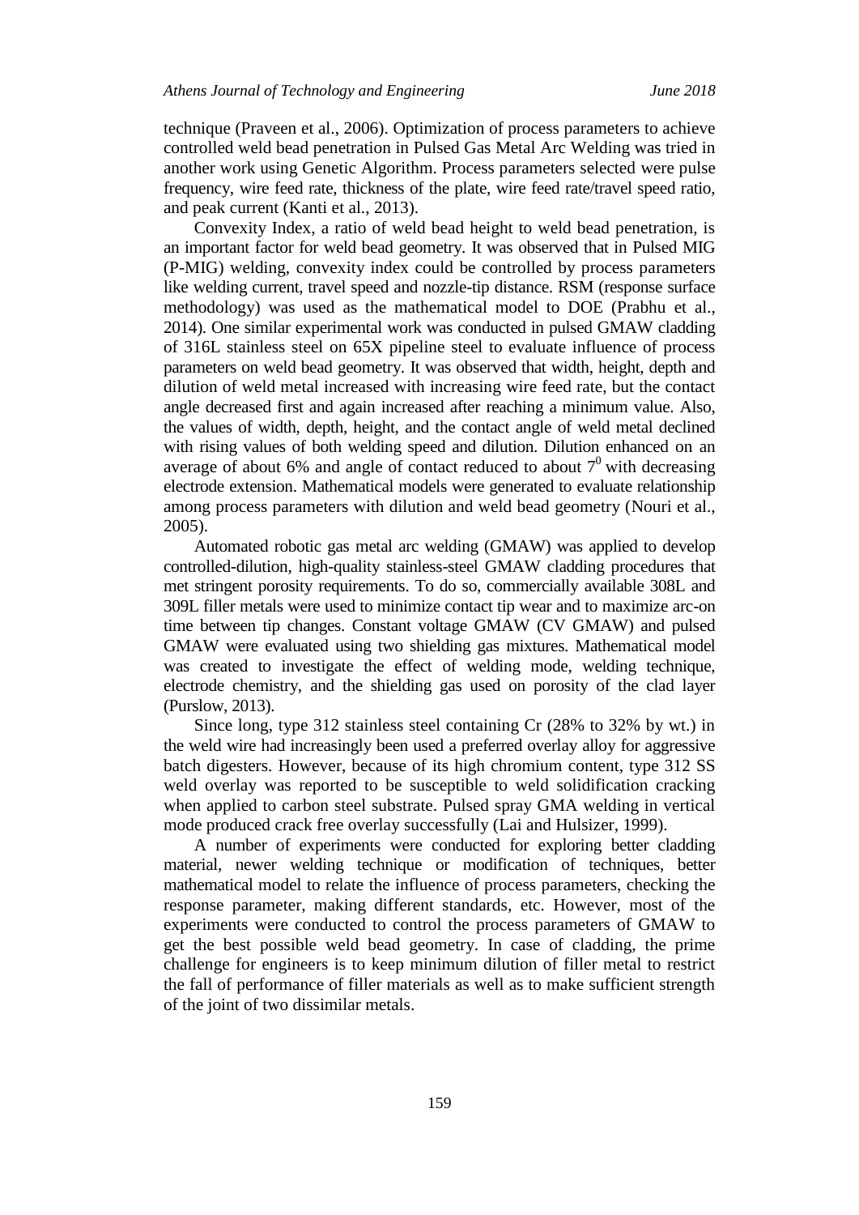technique (Praveen et al., 2006). Optimization of process parameters to achieve controlled weld bead penetration in Pulsed Gas Metal Arc Welding was tried in another work using Genetic Algorithm. Process parameters selected were pulse frequency, wire feed rate, thickness of the plate, wire feed rate/travel speed ratio, and peak current (Kanti et al., 2013).

Convexity Index, a ratio of weld bead height to weld bead penetration, is an important factor for weld bead geometry. It was observed that in Pulsed MIG (P-MIG) welding, convexity index could be controlled by process parameters like welding current, travel speed and nozzle-tip distance. RSM (response surface methodology) was used as the mathematical model to DOE (Prabhu et al., 2014). One similar experimental work was conducted in pulsed GMAW cladding of 316L stainless steel on 65X pipeline steel to evaluate influence of process parameters on weld bead geometry. It was observed that width, height, depth and dilution of weld metal increased with increasing wire feed rate, but the contact angle decreased first and again increased after reaching a minimum value. Also, the values of width, depth, height, and the contact angle of weld metal declined with rising values of both welding speed and dilution. Dilution enhanced on an average of about 6% and angle of contact reduced to about $7^0$ with decreasing electrode extension. Mathematical models were generated to evaluate relationship among process parameters with dilution and weld bead geometry (Nouri et al., 2005).

Automated robotic gas metal arc welding (GMAW) was applied to develop controlled-dilution, high-quality stainless-steel GMAW cladding procedures that met stringent porosity requirements. To do so, commercially available 308L and 309L filler metals were used to minimize contact tip wear and to maximize arc-on time between tip changes. Constant voltage GMAW (CV GMAW) and pulsed GMAW were evaluated using two shielding gas mixtures. Mathematical model was created to investigate the effect of welding mode, welding technique, electrode chemistry, and the shielding gas used on porosity of the clad layer (Purslow, 2013).

Since long, type 312 stainless steel containing Cr (28% to 32% by wt.) in the weld wire had increasingly been used a preferred overlay alloy for aggressive batch digesters. However, because of its high chromium content, type 312 SS weld overlay was reported to be susceptible to weld solidification cracking when applied to carbon steel substrate. Pulsed spray GMA welding in vertical mode produced crack free overlay successfully (Lai and Hulsizer, 1999).

A number of experiments were conducted for exploring better cladding material, newer welding technique or modification of techniques, better mathematical model to relate the influence of process parameters, checking the response parameter, making different standards, etc. However, most of the experiments were conducted to control the process parameters of GMAW to get the best possible weld bead geometry. In case of cladding, the prime challenge for engineers is to keep minimum dilution of filler metal to restrict the fall of performance of filler materials as well as to make sufficient strength of the joint of two dissimilar metals.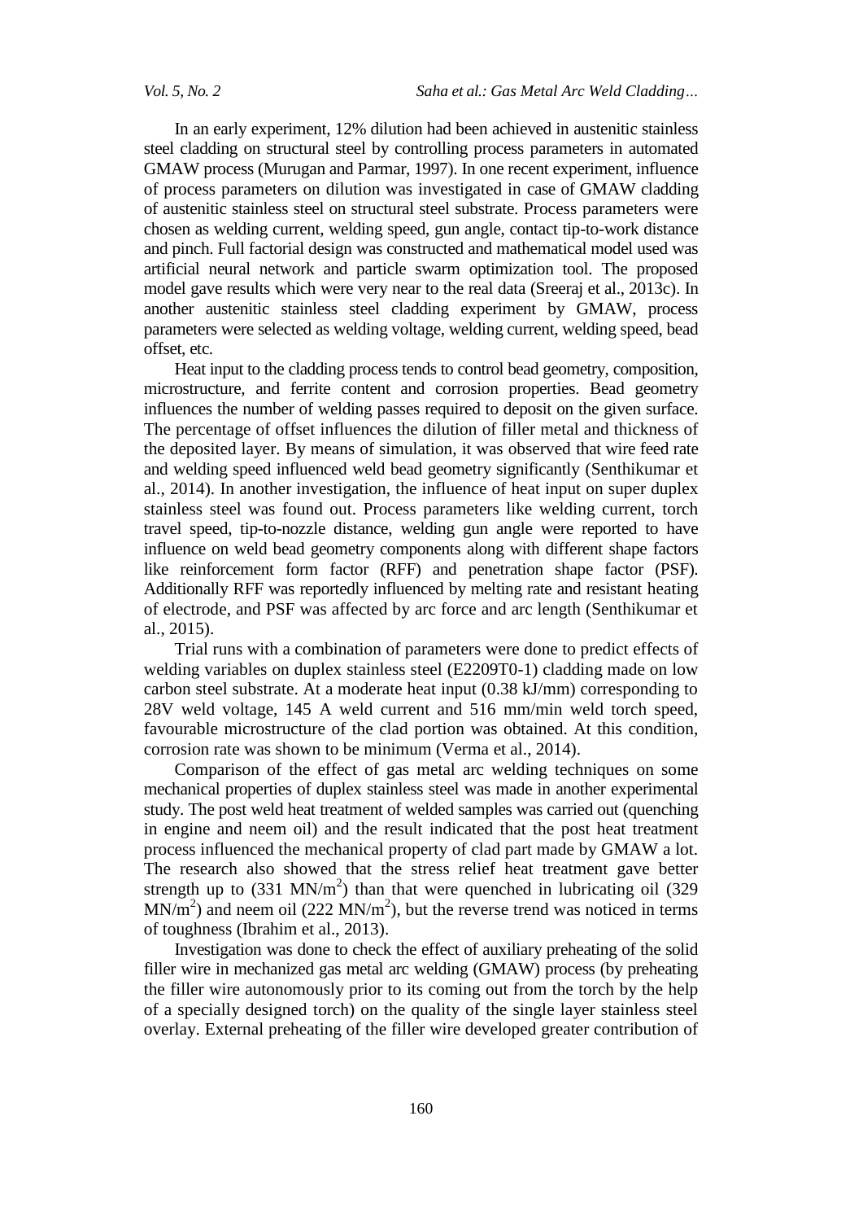In an early experiment, 12% dilution had been achieved in austenitic stainless steel cladding on structural steel by controlling process parameters in automated GMAW process (Murugan and Parmar, 1997). In one recent experiment, influence of process parameters on dilution was investigated in case of GMAW cladding of austenitic stainless steel on structural steel substrate. Process parameters were chosen as welding current, welding speed, gun angle, contact tip-to-work distance and pinch. Full factorial design was constructed and mathematical model used was artificial neural network and particle swarm optimization tool. The proposed model gave results which were very near to the real data (Sreeraj et al., 2013c). In another austenitic stainless steel cladding experiment by GMAW, process parameters were selected as welding voltage, welding current, welding speed, bead offset, etc.

Heat input to the cladding process tends to control bead geometry, composition, microstructure, and ferrite content and corrosion properties. Bead geometry influences the number of welding passes required to deposit on the given surface. The percentage of offset influences the dilution of filler metal and thickness of the deposited layer. By means of simulation, it was observed that wire feed rate and welding speed influenced weld bead geometry significantly (Senthikumar et al., 2014). In another investigation, the influence of heat input on super duplex stainless steel was found out. Process parameters like welding current, torch travel speed, tip-to-nozzle distance, welding gun angle were reported to have influence on weld bead geometry components along with different shape factors like reinforcement form factor (RFF) and penetration shape factor (PSF). Additionally RFF was reportedly influenced by melting rate and resistant heating of electrode, and PSF was affected by arc force and arc length (Senthikumar et al., 2015).

Trial runs with a combination of parameters were done to predict effects of welding variables on duplex stainless steel (E2209T0-1) cladding made on low carbon steel substrate. At a moderate heat input (0.38 kJ/mm) corresponding to 28V weld voltage, 145 A weld current and 516 mm/min weld torch speed, favourable microstructure of the clad portion was obtained. At this condition, corrosion rate was shown to be minimum (Verma et al., 2014).

Comparison of the effect of gas metal arc welding techniques on some mechanical properties of duplex stainless steel was made in another experimental study. The post weld heat treatment of welded samples was carried out (quenching in engine and neem oil) and the result indicated that the post heat treatment process influenced the mechanical property of clad part made by GMAW a lot. The research also showed that the stress relief heat treatment gave better strength up to (331 $MN/m^2$) than that were quenched in lubricating oil (329 $MN/m^2$) and neem oil (222 $MN/m^2$), but the reverse trend was noticed in terms of toughness (Ibrahim et al., 2013).

Investigation was done to check the effect of auxiliary preheating of the solid filler wire in mechanized gas metal arc welding (GMAW) process (by preheating the filler wire autonomously prior to its coming out from the torch by the help of a specially designed torch) on the quality of the single layer stainless steel overlay. External preheating of the filler wire developed greater contribution of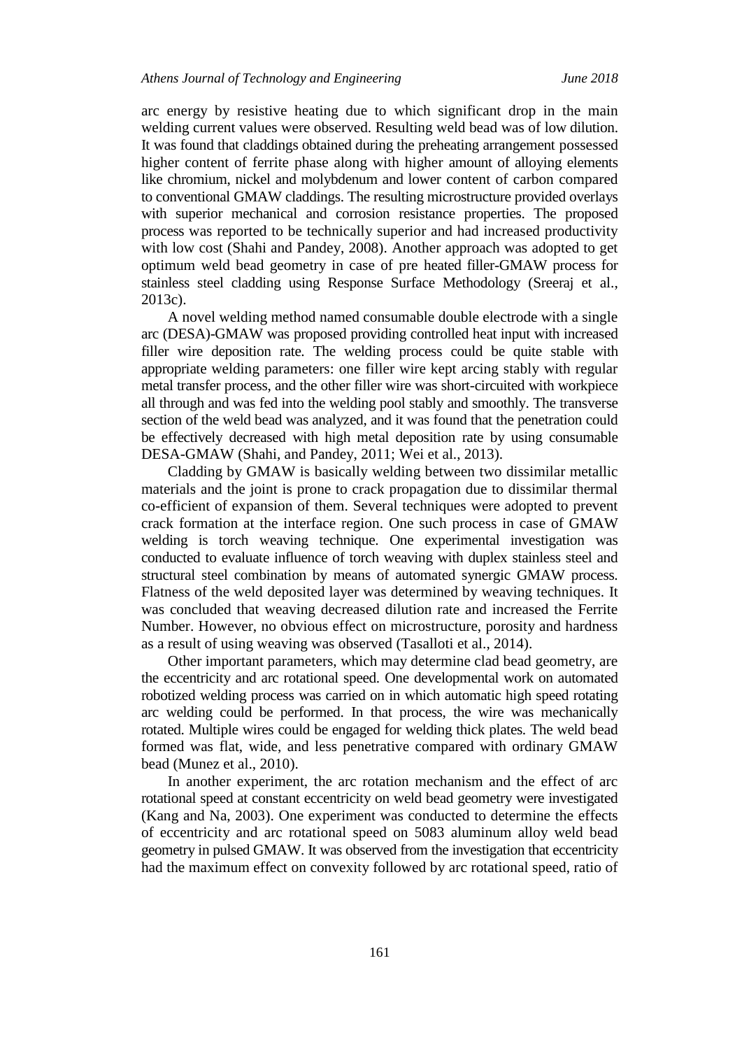arc energy by resistive heating due to which significant drop in the main welding current values were observed. Resulting weld bead was of low dilution. It was found that claddings obtained during the preheating arrangement possessed higher content of ferrite phase along with higher amount of alloying elements like chromium, nickel and molybdenum and lower content of carbon compared to conventional GMAW claddings. The resulting microstructure provided overlays with superior mechanical and corrosion resistance properties. The proposed process was reported to be technically superior and had increased productivity with low cost (Shahi and Pandey, 2008). Another approach was adopted to get optimum weld bead geometry in case of pre heated filler-GMAW process for stainless steel cladding using Response Surface Methodology (Sreeraj et al., 2013c).

A novel welding method named consumable double electrode with a single arc (DESA)-GMAW was proposed providing controlled heat input with increased filler wire deposition rate. The welding process could be quite stable with appropriate welding parameters: one filler wire kept arcing stably with regular metal transfer process, and the other filler wire was short-circuited with workpiece all through and was fed into the welding pool stably and smoothly. The transverse section of the weld bead was analyzed, and it was found that the penetration could be effectively decreased with high metal deposition rate by using consumable DESA-GMAW (Shahi, and Pandey, 2011; Wei et al., 2013).

Cladding by GMAW is basically welding between two dissimilar metallic materials and the joint is prone to crack propagation due to dissimilar thermal co-efficient of expansion of them. Several techniques were adopted to prevent crack formation at the interface region. One such process in case of GMAW welding is torch weaving technique. One experimental investigation was conducted to evaluate influence of torch weaving with duplex stainless steel and structural steel combination by means of automated synergic GMAW process. Flatness of the weld deposited layer was determined by weaving techniques. It was concluded that weaving decreased dilution rate and increased the Ferrite Number. However, no obvious effect on microstructure, porosity and hardness as a result of using weaving was observed (Tasalloti et al., 2014).

Other important parameters, which may determine clad bead geometry, are the eccentricity and arc rotational speed. One developmental work on automated robotized welding process was carried on in which automatic high speed rotating arc welding could be performed. In that process, the wire was mechanically rotated. Multiple wires could be engaged for welding thick plates. The weld bead formed was flat, wide, and less penetrative compared with ordinary GMAW bead (Munez et al., 2010).

In another experiment, the arc rotation mechanism and the effect of arc rotational speed at constant eccentricity on weld bead geometry were investigated (Kang and Na, 2003). One experiment was conducted to determine the effects of eccentricity and arc rotational speed on 5083 aluminum alloy weld bead geometry in pulsed GMAW. It was observed from the investigation that eccentricity had the maximum effect on convexity followed by arc rotational speed, ratio of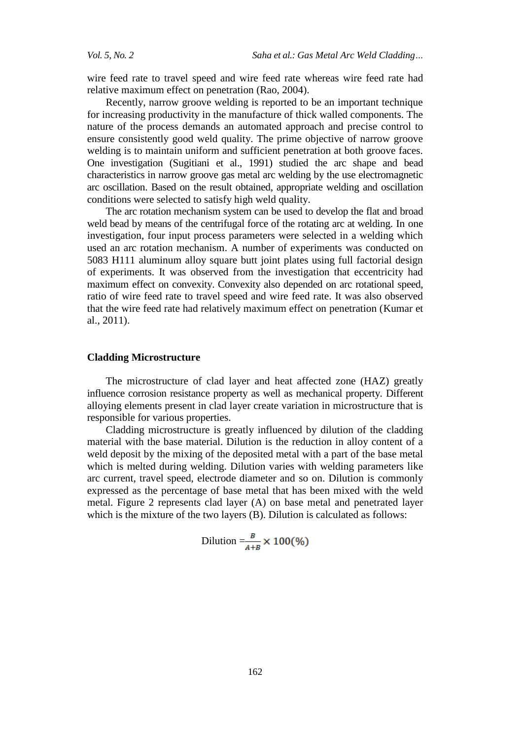wire feed rate to travel speed and wire feed rate whereas wire feed rate had relative maximum effect on penetration (Rao, 2004).

Recently, narrow groove welding is reported to be an important technique for increasing productivity in the manufacture of thick walled components. The nature of the process demands an automated approach and precise control to ensure consistently good weld quality. The prime objective of narrow groove welding is to maintain uniform and sufficient penetration at both groove faces. One investigation (Sugitiani et al., 1991) studied the arc shape and bead characteristics in narrow groove gas metal arc welding by the use electromagnetic arc oscillation. Based on the result obtained, appropriate welding and oscillation conditions were selected to satisfy high weld quality.

The arc rotation mechanism system can be used to develop the flat and broad weld bead by means of the centrifugal force of the rotating arc at welding. In one investigation, four input process parameters were selected in a welding which used an arc rotation mechanism. A number of experiments was conducted on 5083 H111 aluminum alloy square butt joint plates using full factorial design of experiments. It was observed from the investigation that eccentricity had maximum effect on convexity. Convexity also depended on arc rotational speed, ratio of wire feed rate to travel speed and wire feed rate. It was also observed that the wire feed rate had relatively maximum effect on penetration (Kumar et al., 2011).

## Cladding Microstructure

The microstructure of clad layer and heat affected zone (HAZ) greatly influence corrosion resistance property as well as mechanical property. Different alloying elements present in clad layer create variation in microstructure that is responsible for various properties.

Cladding microstructure is greatly influenced by dilution of the cladding material with the base material. Dilution is the reduction in alloy content of a weld deposit by the mixing of the deposited metal with a part of the base metal which is melted during welding. Dilution varies with welding parameters like arc current, travel speed, electrode diameter and so on. Dilution is commonly expressed as the percentage of base metal that has been mixed with the weld metal. Figure 2 represents clad layer (A) on base metal and penetrated layer which is the mixture of the two layers (B). Dilution is calculated as follows:

$$\text{Dilution} = \frac{B}{A+B} \times 100(\%)$$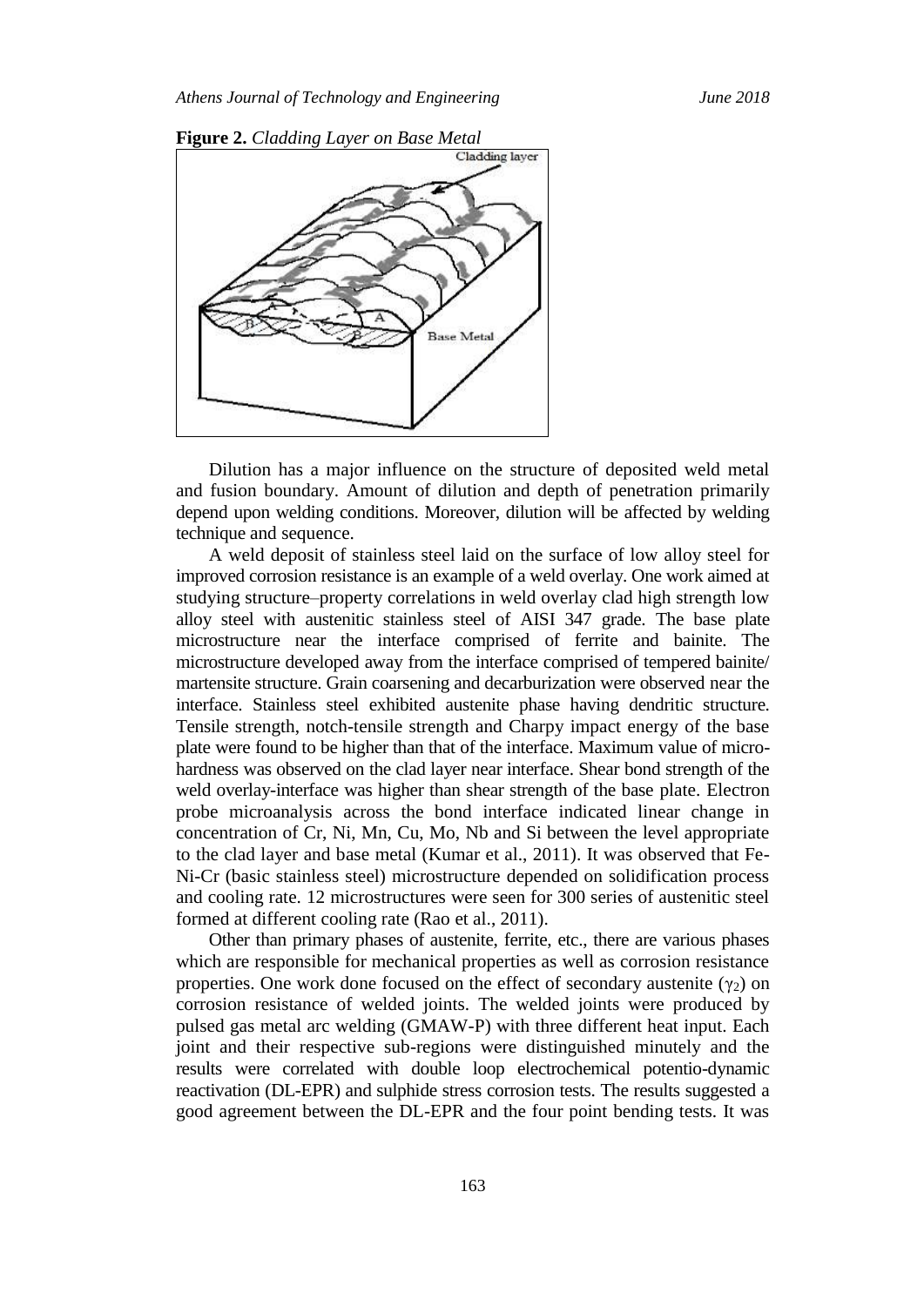**Figure 2.** *Cladding Layer on Base Metal*

Cladding layer

A

A

B

B

Base Metal

Dilution has a major influence on the structure of deposited weld metal and fusion boundary. Amount of dilution and depth of penetration primarily depend upon welding conditions. Moreover, dilution will be affected by welding technique and sequence.

A weld deposit of stainless steel laid on the surface of low alloy steel for improved corrosion resistance is an example of a weld overlay. One work aimed at studying structure–property correlations in weld overlay clad high strength low alloy steel with austenitic stainless steel of AISI 347 grade. The base plate microstructure near the interface comprised of ferrite and bainite. The microstructure developed away from the interface comprised of tempered bainite/ martensite structure. Grain coarsening and decarburization were observed near the interface. Stainless steel exhibited austenite phase having dendritic structure. Tensile strength, notch-tensile strength and Charpy impact energy of the base plate were found to be higher than that of the interface. Maximum value of micro-hardness was observed on the clad layer near interface. Shear bond strength of the weld overlay-interface was higher than shear strength of the base plate. Electron probe microanalysis across the bond interface indicated linear change in concentration of Cr, Ni, Mn, Cu, Mo, Nb and Si between the level appropriate to the clad layer and base metal (Kumar et al., 2011). It was observed that Fe-Ni-Cr (basic stainless steel) microstructure depended on solidification process and cooling rate. 12 microstructures were seen for 300 series of austenitic steel formed at different cooling rate (Rao et al., 2011).

Other than primary phases of austenite, ferrite, etc., there are various phases which are responsible for mechanical properties as well as corrosion resistance properties. One work done focused on the effect of secondary austenite ($\gamma_2$) on corrosion resistance of welded joints. The welded joints were produced by pulsed gas metal arc welding (GMAW-P) with three different heat input. Each joint and their respective sub-regions were distinguished minutely and the results were correlated with double loop electrochemical potentio-dynamic reactivation (DL-EPR) and sulphide stress corrosion tests. The results suggested a good agreement between the DL-EPR and the four point bending tests. It was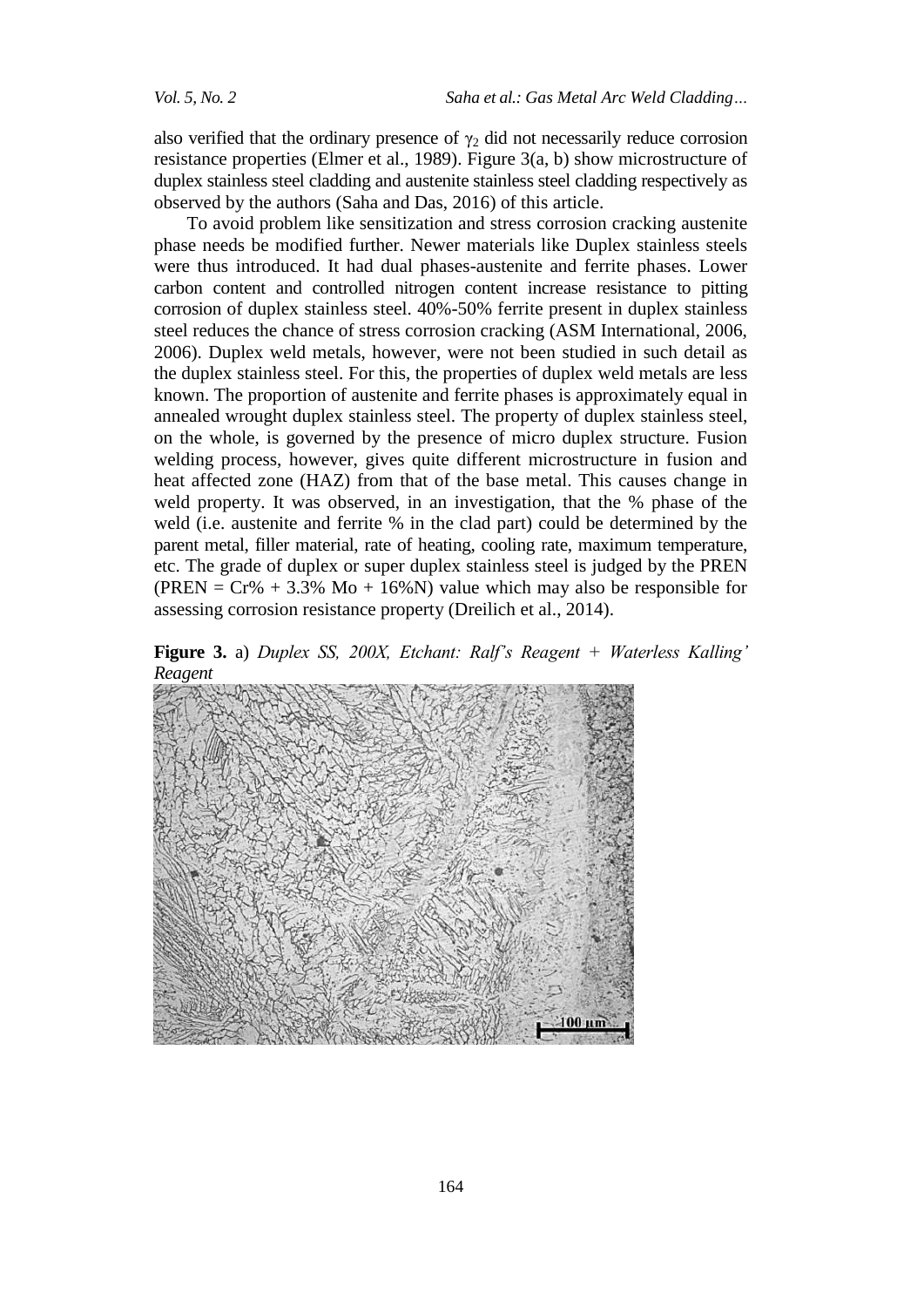also verified that the ordinary presence of $\gamma_2$ did not necessarily reduce corrosion resistance properties (Elmer et al., 1989). Figure 3(a, b) show microstructure of duplex stainless steel cladding and austenite stainless steel cladding respectively as observed by the authors (Saha and Das, 2016) of this article.

To avoid problem like sensitization and stress corrosion cracking austenite phase needs be modified further. Newer materials like Duplex stainless steels were thus introduced. It had dual phases-austenite and ferrite phases. Lower carbon content and controlled nitrogen content increase resistance to pitting corrosion of duplex stainless steel. 40%-50% ferrite present in duplex stainless steel reduces the chance of stress corrosion cracking (ASM International, 2006, 2006). Duplex weld metals, however, were not been studied in such detail as the duplex stainless steel. For this, the properties of duplex weld metals are less known. The proportion of austenite and ferrite phases is approximately equal in annealed wrought duplex stainless steel. The property of duplex stainless steel, on the whole, is governed by the presence of micro duplex structure. Fusion welding process, however, gives quite different microstructure in fusion and heat affected zone (HAZ) from that of the base metal. This causes change in weld property. It was observed, in an investigation, that the % phase of the weld (i.e. austenite and ferrite % in the clad part) could be determined by the parent metal, filler material, rate of heating, cooling rate, maximum temperature, etc. The grade of duplex or super duplex stainless steel is judged by the PREN (PREN = Cr% + 3.3% Mo + 16%N) value which may also be responsible for assessing corrosion resistance property (Dreilich et al., 2014).

**Figure 3.** a) *Duplex SS, 200X, Etchant: Ralf's Reagent + Waterless Kalling' Reagent*

100 µm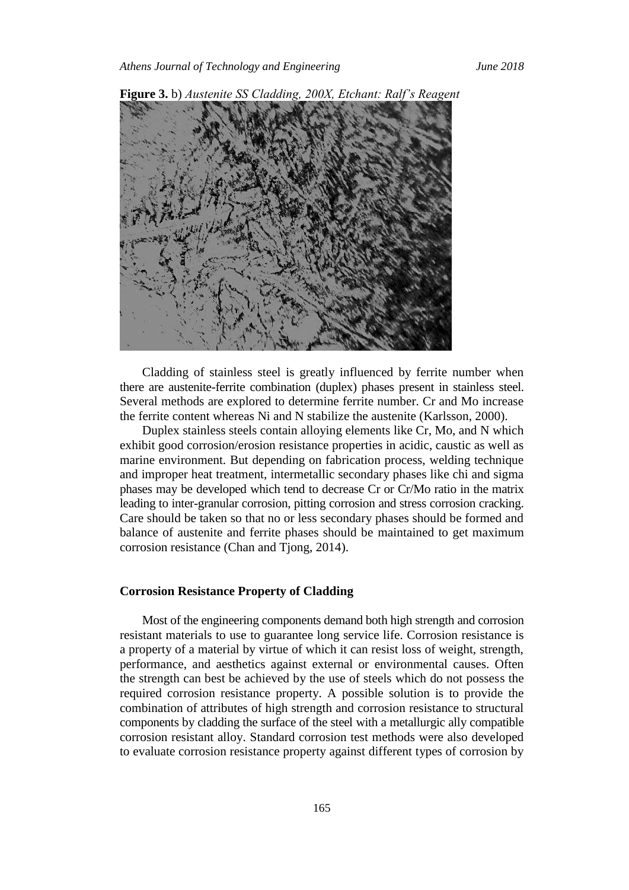**Figure 3.** b) *Austenite SS Cladding, 200X, Etchant: Ralf's Reagent*

Cladding of stainless steel is greatly influenced by ferrite number when there are austenite-ferrite combination (duplex) phases present in stainless steel. Several methods are explored to determine ferrite number. Cr and Mo increase the ferrite content whereas Ni and N stabilize the austenite (Karlsson, 2000).

Duplex stainless steels contain alloying elements like Cr, Mo, and N which exhibit good corrosion/erosion resistance properties in acidic, caustic as well as marine environment. But depending on fabrication process, welding technique and improper heat treatment, intermetallic secondary phases like chi and sigma phases may be developed which tend to decrease Cr or Cr/Mo ratio in the matrix leading to inter-granular corrosion, pitting corrosion and stress corrosion cracking. Care should be taken so that no or less secondary phases should be formed and balance of austenite and ferrite phases should be maintained to get maximum corrosion resistance (Chan and Tjong, 2014).

## Corrosion Resistance Property of Cladding

Most of the engineering components demand both high strength and corrosion resistant materials to use to guarantee long service life. Corrosion resistance is a property of a material by virtue of which it can resist loss of weight, strength, performance, and aesthetics against external or environmental causes. Often the strength can best be achieved by the use of steels which do not possess the required corrosion resistance property. A possible solution is to provide the combination of attributes of high strength and corrosion resistance to structural components by cladding the surface of the steel with a metallurgic ally compatible corrosion resistant alloy. Standard corrosion test methods were also developed to evaluate corrosion resistance property against different types of corrosion by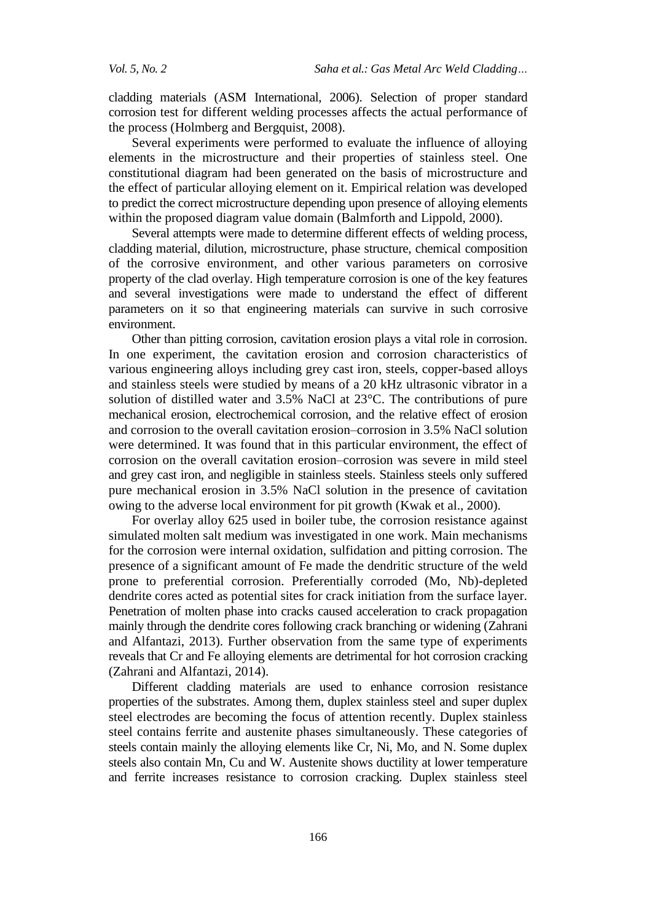cladding materials (ASM International, 2006). Selection of proper standard corrosion test for different welding processes affects the actual performance of the process (Holmberg and Bergquist, 2008).

Several experiments were performed to evaluate the influence of alloying elements in the microstructure and their properties of stainless steel. One constitutional diagram had been generated on the basis of microstructure and the effect of particular alloying element on it. Empirical relation was developed to predict the correct microstructure depending upon presence of alloying elements within the proposed diagram value domain (Balmforth and Lippold, 2000).

Several attempts were made to determine different effects of welding process, cladding material, dilution, microstructure, phase structure, chemical composition of the corrosive environment, and other various parameters on corrosive property of the clad overlay. High temperature corrosion is one of the key features and several investigations were made to understand the effect of different parameters on it so that engineering materials can survive in such corrosive environment.

Other than pitting corrosion, cavitation erosion plays a vital role in corrosion. In one experiment, the cavitation erosion and corrosion characteristics of various engineering alloys including grey cast iron, steels, copper-based alloys and stainless steels were studied by means of a 20 kHz ultrasonic vibrator in a solution of distilled water and 3.5% NaCl at 23°C. The contributions of pure mechanical erosion, electrochemical corrosion, and the relative effect of erosion and corrosion to the overall cavitation erosion–corrosion in 3.5% NaCl solution were determined. It was found that in this particular environment, the effect of corrosion on the overall cavitation erosion–corrosion was severe in mild steel and grey cast iron, and negligible in stainless steels. Stainless steels only suffered pure mechanical erosion in 3.5% NaCl solution in the presence of cavitation owing to the adverse local environment for pit growth (Kwak et al., 2000).

For overlay alloy 625 used in boiler tube, the corrosion resistance against simulated molten salt medium was investigated in one work. Main mechanisms for the corrosion were internal oxidation, sulfidation and pitting corrosion. The presence of a significant amount of Fe made the dendritic structure of the weld prone to preferential corrosion. Preferentially corroded (Mo, Nb)-depleted dendrite cores acted as potential sites for crack initiation from the surface layer. Penetration of molten phase into cracks caused acceleration to crack propagation mainly through the dendrite cores following crack branching or widening (Zahrani and Alfantazi, 2013). Further observation from the same type of experiments reveals that Cr and Fe alloying elements are detrimental for hot corrosion cracking (Zahrani and Alfantazi, 2014).

Different cladding materials are used to enhance corrosion resistance properties of the substrates. Among them, duplex stainless steel and super duplex steel electrodes are becoming the focus of attention recently. Duplex stainless steel contains ferrite and austenite phases simultaneously. These categories of steels contain mainly the alloying elements like Cr, Ni, Mo, and N. Some duplex steels also contain Mn, Cu and W. Austenite shows ductility at lower temperature and ferrite increases resistance to corrosion cracking. Duplex stainless steel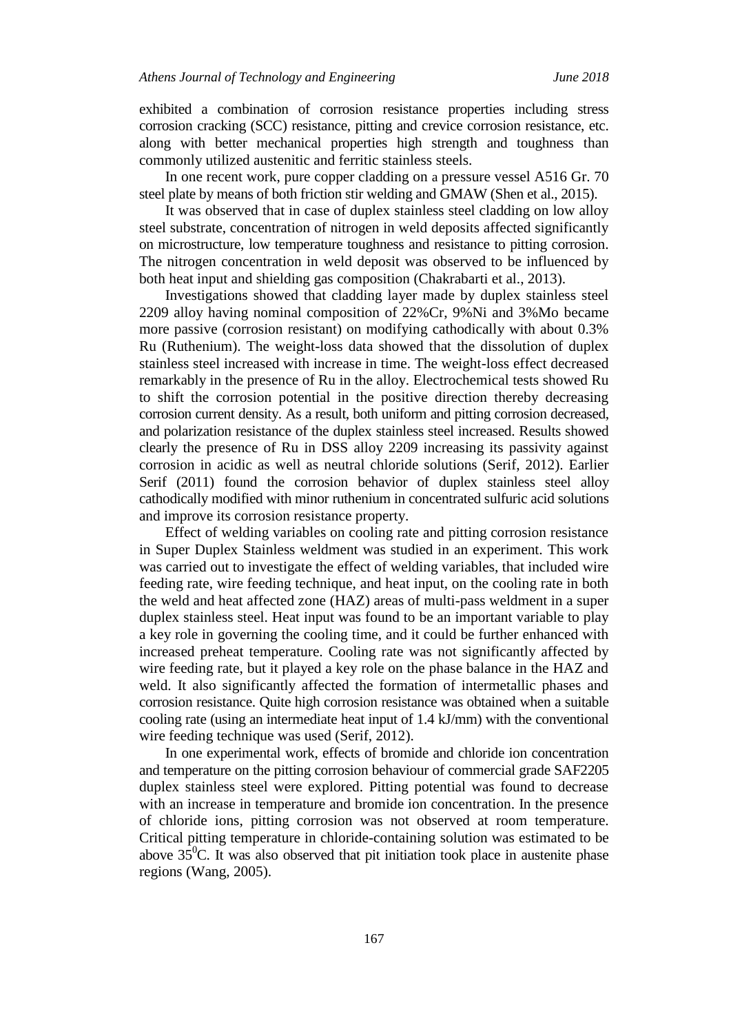exhibited a combination of corrosion resistance properties including stress corrosion cracking (SCC) resistance, pitting and crevice corrosion resistance, etc. along with better mechanical properties high strength and toughness than commonly utilized austenitic and ferritic stainless steels.

In one recent work, pure copper cladding on a pressure vessel A516 Gr. 70 steel plate by means of both friction stir welding and GMAW (Shen et al., 2015).

It was observed that in case of duplex stainless steel cladding on low alloy steel substrate, concentration of nitrogen in weld deposits affected significantly on microstructure, low temperature toughness and resistance to pitting corrosion. The nitrogen concentration in weld deposit was observed to be influenced by both heat input and shielding gas composition (Chakrabarti et al., 2013).

Investigations showed that cladding layer made by duplex stainless steel 2209 alloy having nominal composition of 22%Cr, 9%Ni and 3%Mo became more passive (corrosion resistant) on modifying cathodically with about 0.3% Ru (Ruthenium). The weight-loss data showed that the dissolution of duplex stainless steel increased with increase in time. The weight-loss effect decreased remarkably in the presence of Ru in the alloy. Electrochemical tests showed Ru to shift the corrosion potential in the positive direction thereby decreasing corrosion current density. As a result, both uniform and pitting corrosion decreased, and polarization resistance of the duplex stainless steel increased. Results showed clearly the presence of Ru in DSS alloy 2209 increasing its passivity against corrosion in acidic as well as neutral chloride solutions (Serif, 2012). Earlier Serif (2011) found the corrosion behavior of duplex stainless steel alloy cathodically modified with minor ruthenium in concentrated sulfuric acid solutions and improve its corrosion resistance property.

Effect of welding variables on cooling rate and pitting corrosion resistance in Super Duplex Stainless weldment was studied in an experiment. This work was carried out to investigate the effect of welding variables, that included wire feeding rate, wire feeding technique, and heat input, on the cooling rate in both the weld and heat affected zone (HAZ) areas of multi-pass weldment in a super duplex stainless steel. Heat input was found to be an important variable to play a key role in governing the cooling time, and it could be further enhanced with increased preheat temperature. Cooling rate was not significantly affected by wire feeding rate, but it played a key role on the phase balance in the HAZ and weld. It also significantly affected the formation of intermetallic phases and corrosion resistance. Quite high corrosion resistance was obtained when a suitable cooling rate (using an intermediate heat input of 1.4 kJ/mm) with the conventional wire feeding technique was used (Serif, 2012).

In one experimental work, effects of bromide and chloride ion concentration and temperature on the pitting corrosion behaviour of commercial grade SAF2205 duplex stainless steel were explored. Pitting potential was found to decrease with an increase in temperature and bromide ion concentration. In the presence of chloride ions, pitting corrosion was not observed at room temperature. Critical pitting temperature in chloride-containing solution was estimated to be above $35^0$C. It was also observed that pit initiation took place in austenite phase regions (Wang, 2005).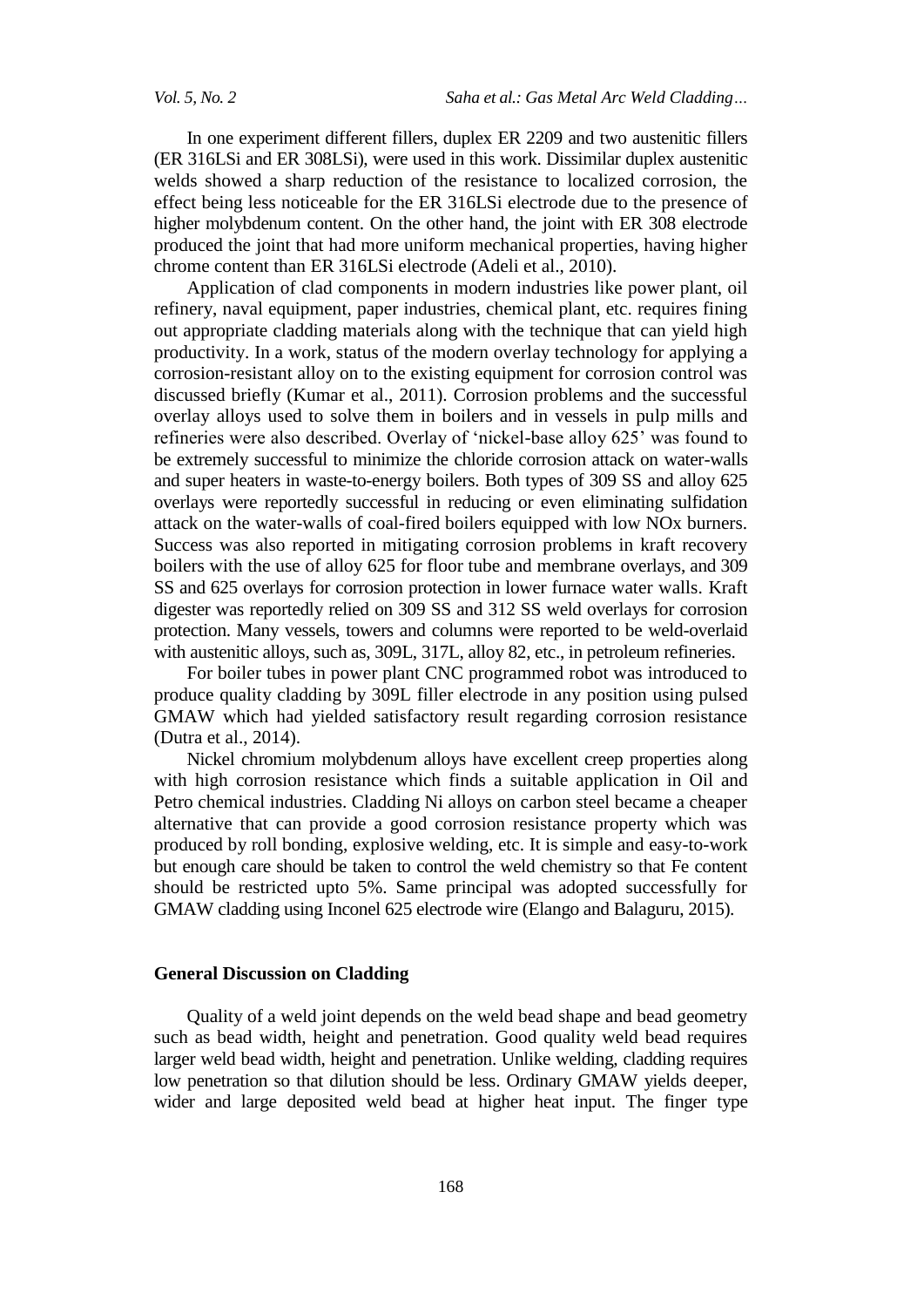In one experiment different fillers, duplex ER 2209 and two austenitic fillers (ER 316LSi and ER 308LSi), were used in this work. Dissimilar duplex austenitic welds showed a sharp reduction of the resistance to localized corrosion, the effect being less noticeable for the ER 316LSi electrode due to the presence of higher molybdenum content. On the other hand, the joint with ER 308 electrode produced the joint that had more uniform mechanical properties, having higher chrome content than ER 316LSi electrode (Adeli et al., 2010).

Application of clad components in modern industries like power plant, oil refinery, naval equipment, paper industries, chemical plant, etc. requires fining out appropriate cladding materials along with the technique that can yield high productivity. In a work, status of the modern overlay technology for applying a corrosion-resistant alloy on to the existing equipment for corrosion control was discussed briefly (Kumar et al., 2011). Corrosion problems and the successful overlay alloys used to solve them in boilers and in vessels in pulp mills and refineries were also described. Overlay of 'nickel-base alloy 625' was found to be extremely successful to minimize the chloride corrosion attack on water-walls and super heaters in waste-to-energy boilers. Both types of 309 SS and alloy 625 overlays were reportedly successful in reducing or even eliminating sulfidation attack on the water-walls of coal-fired boilers equipped with low NOx burners. Success was also reported in mitigating corrosion problems in kraft recovery boilers with the use of alloy 625 for floor tube and membrane overlays, and 309 SS and 625 overlays for corrosion protection in lower furnace water walls. Kraft digester was reportedly relied on 309 SS and 312 SS weld overlays for corrosion protection. Many vessels, towers and columns were reported to be weld-overlaid with austenitic alloys, such as, 309L, 317L, alloy 82, etc., in petroleum refineries.

For boiler tubes in power plant CNC programmed robot was introduced to produce quality cladding by 309L filler electrode in any position using pulsed GMAW which had yielded satisfactory result regarding corrosion resistance (Dutra et al., 2014).

Nickel chromium molybdenum alloys have excellent creep properties along with high corrosion resistance which finds a suitable application in Oil and Petro chemical industries. Cladding Ni alloys on carbon steel became a cheaper alternative that can provide a good corrosion resistance property which was produced by roll bonding, explosive welding, etc. It is simple and easy-to-work but enough care should be taken to control the weld chemistry so that Fe content should be restricted upto 5%. Same principal was adopted successfully for GMAW cladding using Inconel 625 electrode wire (Elango and Balaguru, 2015).

## General Discussion on Cladding

Quality of a weld joint depends on the weld bead shape and bead geometry such as bead width, height and penetration. Good quality weld bead requires larger weld bead width, height and penetration. Unlike welding, cladding requires low penetration so that dilution should be less. Ordinary GMAW yields deeper, wider and large deposited weld bead at higher heat input. The finger type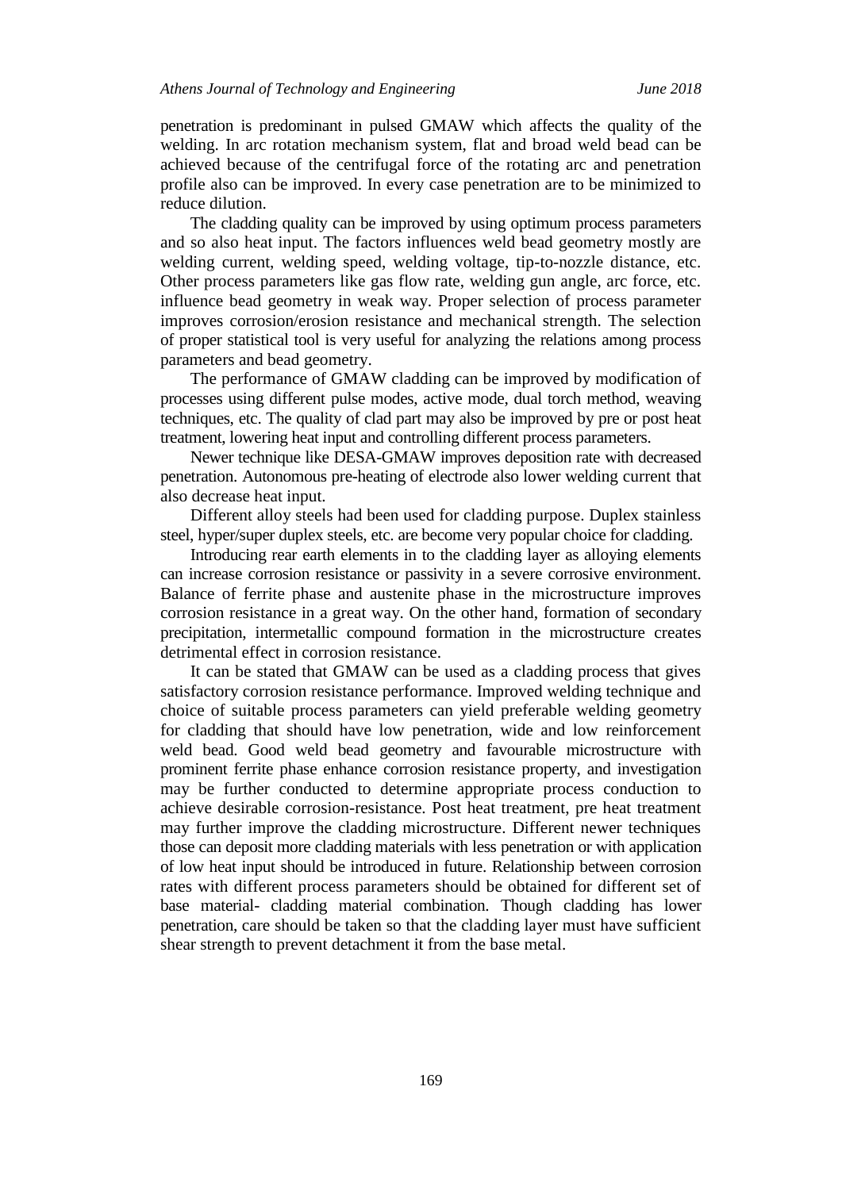penetration is predominant in pulsed GMAW which affects the quality of the welding. In arc rotation mechanism system, flat and broad weld bead can be achieved because of the centrifugal force of the rotating arc and penetration profile also can be improved. In every case penetration are to be minimized to reduce dilution.

The cladding quality can be improved by using optimum process parameters and so also heat input. The factors influences weld bead geometry mostly are welding current, welding speed, welding voltage, tip-to-nozzle distance, etc. Other process parameters like gas flow rate, welding gun angle, arc force, etc. influence bead geometry in weak way. Proper selection of process parameter improves corrosion/erosion resistance and mechanical strength. The selection of proper statistical tool is very useful for analyzing the relations among process parameters and bead geometry.

The performance of GMAW cladding can be improved by modification of processes using different pulse modes, active mode, dual torch method, weaving techniques, etc. The quality of clad part may also be improved by pre or post heat treatment, lowering heat input and controlling different process parameters.

Newer technique like DESA-GMAW improves deposition rate with decreased penetration. Autonomous pre-heating of electrode also lower welding current that also decrease heat input.

Different alloy steels had been used for cladding purpose. Duplex stainless steel, hyper/super duplex steels, etc. are become very popular choice for cladding.

Introducing rear earth elements in to the cladding layer as alloying elements can increase corrosion resistance or passivity in a severe corrosive environment. Balance of ferrite phase and austenite phase in the microstructure improves corrosion resistance in a great way. On the other hand, formation of secondary precipitation, intermetallic compound formation in the microstructure creates detrimental effect in corrosion resistance.

It can be stated that GMAW can be used as a cladding process that gives satisfactory corrosion resistance performance. Improved welding technique and choice of suitable process parameters can yield preferable welding geometry for cladding that should have low penetration, wide and low reinforcement weld bead. Good weld bead geometry and favourable microstructure with prominent ferrite phase enhance corrosion resistance property, and investigation may be further conducted to determine appropriate process conduction to achieve desirable corrosion-resistance. Post heat treatment, pre heat treatment may further improve the cladding microstructure. Different newer techniques those can deposit more cladding materials with less penetration or with application of low heat input should be introduced in future. Relationship between corrosion rates with different process parameters should be obtained for different set of base material- cladding material combination. Though cladding has lower penetration, care should be taken so that the cladding layer must have sufficient shear strength to prevent detachment it from the base metal.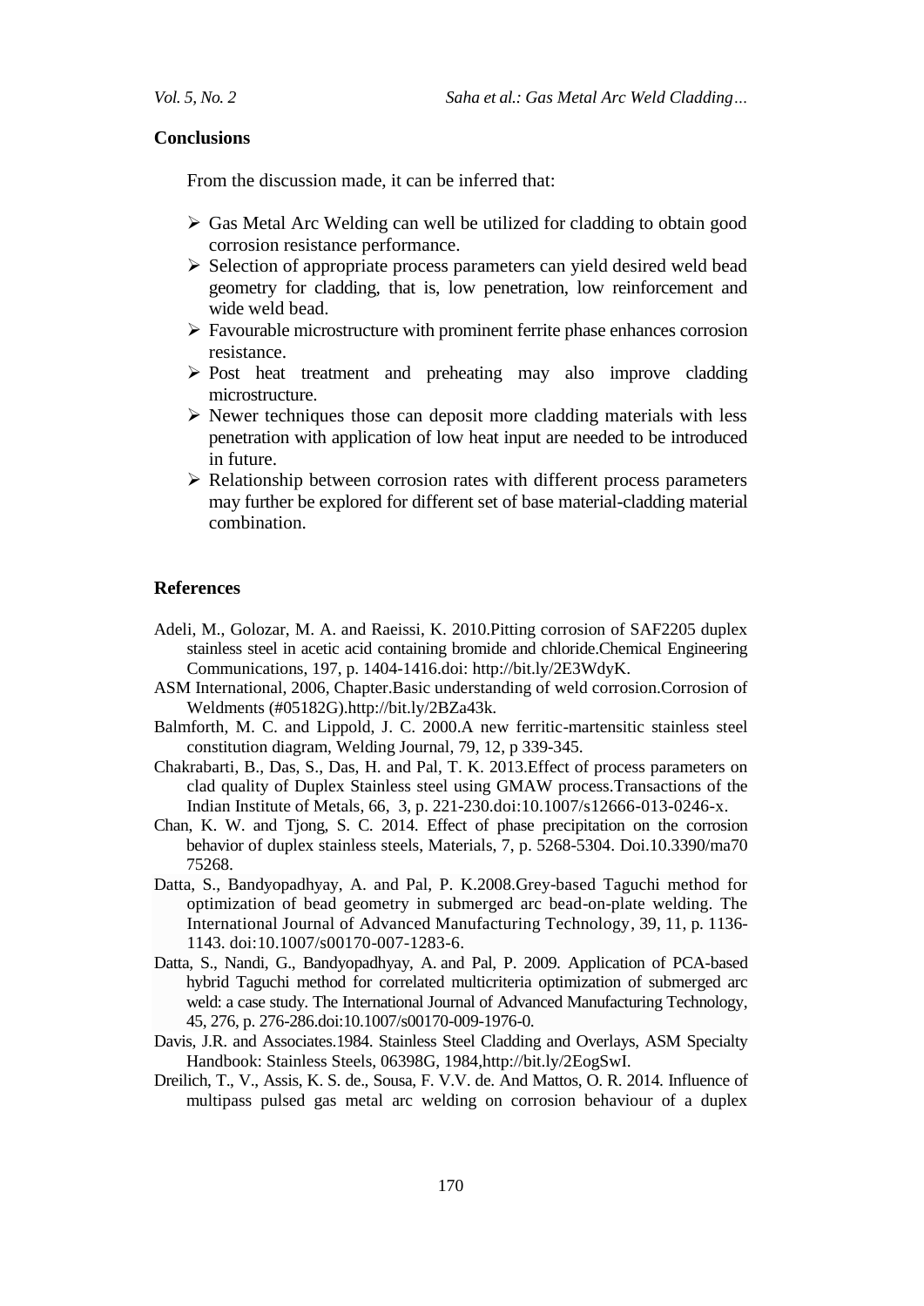## Conclusions

From the discussion made, it can be inferred that:

- Gas Metal Arc Welding can well be utilized for cladding to obtain good corrosion resistance performance.
- Selection of appropriate process parameters can yield desired weld bead geometry for cladding, that is, low penetration, low reinforcement and wide weld bead.
- Favourable microstructure with prominent ferrite phase enhances corrosion resistance.
- Post heat treatment and preheating may also improve cladding microstructure.
- Newer techniques those can deposit more cladding materials with less penetration with application of low heat input are needed to be introduced in future.
- Relationship between corrosion rates with different process parameters may further be explored for different set of base material-cladding material combination.

## References

Adeli, M., Golozar, M. A. and Raeissi, K. 2010.Pitting corrosion of SAF2205 duplex stainless steel in acetic acid containing bromide and chloride.Chemical Engineering Communications, 197, p. 1404-1416.doi: http://bit.ly/2E3WdyK.

ASM International, 2006, Chapter.Basic understanding of weld corrosion.Corrosion of Weldments (#05182G).http://bit.ly/2BZa43k.

Balmforth, M. C. and Lippold, J. C. 2000.A new ferritic-martensitic stainless steel constitution diagram, Welding Journal, 79, 12, p 339-345.

Chakrabarti, B., Das, S., Das, H. and Pal, T. K. 2013.Effect of process parameters on clad quality of Duplex Stainless steel using GMAW process.Transactions of the Indian Institute of Metals, 66, 3, p. 221-230.doi:10.1007/s12666-013-0246-x.

Chan, K. W. and Tjong, S. C. 2014. Effect of phase precipitation on the corrosion behavior of duplex stainless steels, Materials, 7, p. 5268-5304. Doi.10.3390/ma70 75268.

Datta, S., Bandyopadhyay, A. and Pal, P. K.2008.Grey-based Taguchi method for optimization of bead geometry in submerged arc bead-on-plate welding. The International Journal of Advanced Manufacturing Technology, 39, 11, p. 1136-1143. doi:10.1007/s00170-007-1283-6.

Datta, S., Nandi, G., Bandyopadhyay, A. and Pal, P. 2009. Application of PCA-based hybrid Taguchi method for correlated multicriteria optimization of submerged arc weld: a case study. The International Journal of Advanced Manufacturing Technology, 45, 276, p. 276-286.doi:10.1007/s00170-009-1976-0.

Davis, J.R. and Associates.1984. Stainless Steel Cladding and Overlays, ASM Specialty Handbook: Stainless Steels, 06398G, 1984,http://bit.ly/2EogSwI.

Dreilich, T., V., Assis, K. S. de., Sousa, F. V.V. de. And Mattos, O. R. 2014. Influence of multipass pulsed gas metal arc welding on corrosion behaviour of a duplex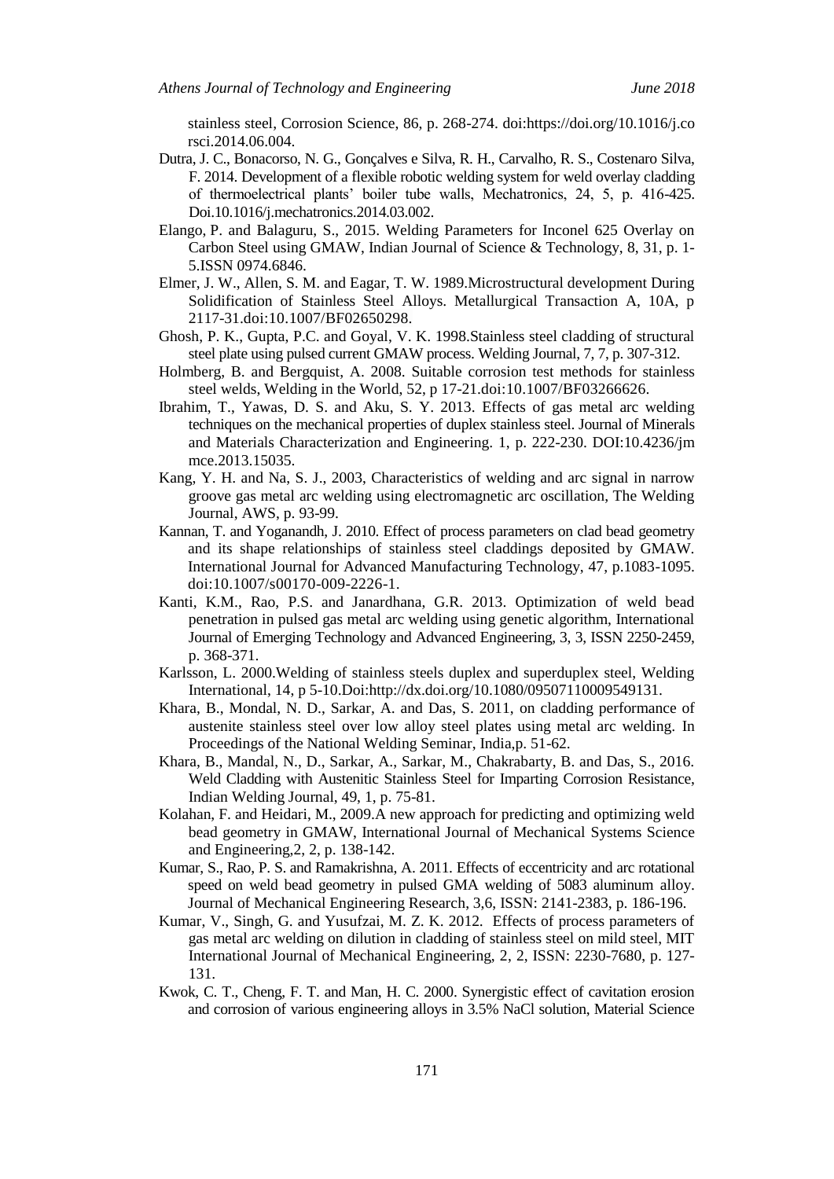stainless steel, Corrosion Science, 86, p. 268-274. doi:https://doi.org/10.1016/j.corsci.2014.06.004.

Dutra, J. C., Bonacorso, N. G., Gonçalves e Silva, R. H., Carvalho, R. S., Costenaro Silva, F. 2014. Development of a flexible robotic welding system for weld overlay cladding of thermoelectrical plants' boiler tube walls, Mechatronics, 24, 5, p. 416-425. Doi.10.1016/j.mechatronics.2014.03.002.

Elango, P. and Balaguru, S., 2015. Welding Parameters for Inconel 625 Overlay on Carbon Steel using GMAW, Indian Journal of Science & Technology, 8, 31, p. 1-5.ISSN 0974.6846.

Elmer, J. W., Allen, S. M. and Eagar, T. W. 1989.Microstructural development During Solidification of Stainless Steel Alloys. Metallurgical Transaction A, 10A, p 2117-31.doi:10.1007/BF02650298.

Ghosh, P. K., Gupta, P.C. and Goyal, V. K. 1998.Stainless steel cladding of structural steel plate using pulsed current GMAW process. Welding Journal, 7, 7, p. 307-312.

Holmberg, B. and Bergquist, A. 2008. Suitable corrosion test methods for stainless steel welds, Welding in the World, 52, p 17-21.doi:10.1007/BF03266626.

Ibrahim, T., Yawas, D. S. and Aku, S. Y. 2013. Effects of gas metal arc welding techniques on the mechanical properties of duplex stainless steel. Journal of Minerals and Materials Characterization and Engineering. 1, p. 222-230. DOI:10.4236/jmmce.2013.15035.

Kang, Y. H. and Na, S. J., 2003, Characteristics of welding and arc signal in narrow groove gas metal arc welding using electromagnetic arc oscillation, The Welding Journal, AWS, p. 93-99.

Kannan, T. and Yoganandh, J. 2010. Effect of process parameters on clad bead geometry and its shape relationships of stainless steel claddings deposited by GMAW. International Journal for Advanced Manufacturing Technology, 47, p.1083-1095. doi:10.1007/s00170-009-2226-1.

Kanti, K.M., Rao, P.S. and Janardhana, G.R. 2013. Optimization of weld bead penetration in pulsed gas metal arc welding using genetic algorithm, International Journal of Emerging Technology and Advanced Engineering, 3, 3, ISSN 2250-2459, p. 368-371.

Karlsson, L. 2000.Welding of stainless steels duplex and superduplex steel, Welding International, 14, p 5-10.Doi:http://dx.doi.org/10.1080/09507110009549131.

Khara, B., Mondal, N. D., Sarkar, A. and Das, S. 2011, on cladding performance of austenite stainless steel over low alloy steel plates using metal arc welding. In Proceedings of the National Welding Seminar, India,p. 51-62.

Khara, B., Mandal, N., D., Sarkar, A., Sarkar, M., Chakrabarty, B. and Das, S., 2016. Weld Cladding with Austenitic Stainless Steel for Imparting Corrosion Resistance, Indian Welding Journal, 49, 1, p. 75-81.

Kolahan, F. and Heidari, M., 2009.A new approach for predicting and optimizing weld bead geometry in GMAW, International Journal of Mechanical Systems Science and Engineering,2, 2, p. 138-142.

Kumar, S., Rao, P. S. and Ramakrishna, A. 2011. Effects of eccentricity and arc rotational speed on weld bead geometry in pulsed GMA welding of 5083 aluminum alloy. Journal of Mechanical Engineering Research, 3,6, ISSN: 2141-2383, p. 186-196.

Kumar, V., Singh, G. and Yusufzai, M. Z. K. 2012. Effects of process parameters of gas metal arc welding on dilution in cladding of stainless steel on mild steel, MIT International Journal of Mechanical Engineering, 2, 2, ISSN: 2230-7680, p. 127-131.

Kwok, C. T., Cheng, F. T. and Man, H. C. 2000. Synergistic effect of cavitation erosion and corrosion of various engineering alloys in 3.5% NaCl solution, Material Science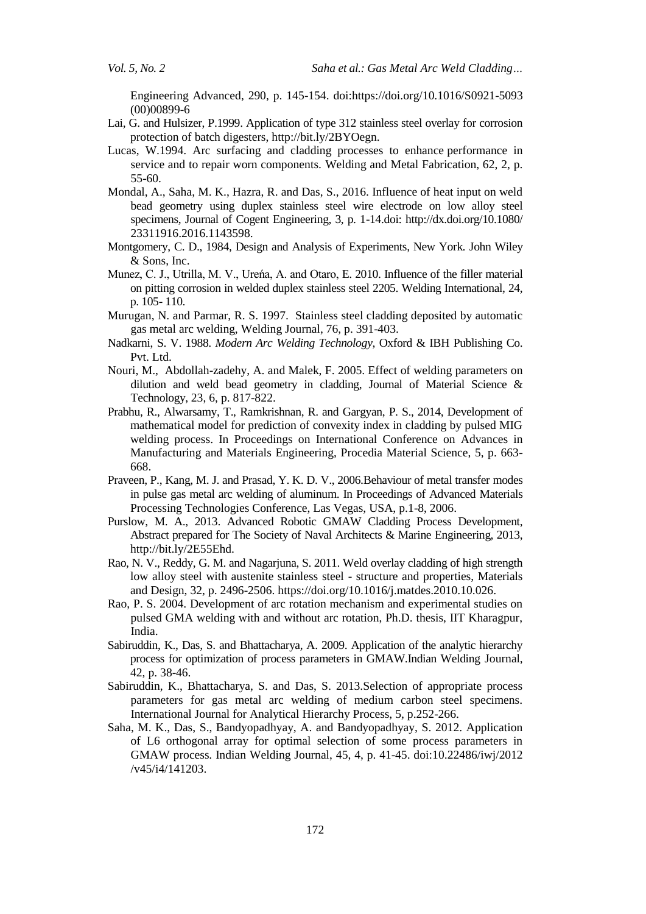Engineering Advanced, 290, p. 145-154. doi:https://doi.org/10.1016/S0921-5093 (00)00899-6

Lai, G. and Hulsizer, P.1999. Application of type 312 stainless steel overlay for corrosion protection of batch digesters, http://bit.ly/2BYOegn.

Lucas, W.1994. Arc surfacing and cladding processes to enhance performance in service and to repair worn components. Welding and Metal Fabrication, 62, 2, p. 55-60.

Mondal, A., Saha, M. K., Hazra, R. and Das, S., 2016. Influence of heat input on weld bead geometry using duplex stainless steel wire electrode on low alloy steel specimens, Journal of Cogent Engineering, 3, p. 1-14.doi: http://dx.doi.org/10.1080/ 23311916.2016.1143598.

Montgomery, C. D., 1984, Design and Analysis of Experiments, New York. John Wiley & Sons, Inc.

Munez, C. J., Utrilla, M. V., Ureńa, A. and Otaro, E. 2010. Influence of the filler material on pitting corrosion in welded duplex stainless steel 2205. Welding International, 24, p. 105- 110.

Murugan, N. and Parmar, R. S. 1997. Stainless steel cladding deposited by automatic gas metal arc welding, Welding Journal, 76, p. 391-403.

Nadkarni, S. V. 1988. *Modern Arc Welding Technology*, Oxford & IBH Publishing Co. Pvt. Ltd.

Nouri, M., Abdollah-zadehy, A. and Malek, F. 2005. Effect of welding parameters on dilution and weld bead geometry in cladding, Journal of Material Science & Technology, 23, 6, p. 817-822.

Prabhu, R., Alwarsamy, T., Ramkrishnan, R. and Gargyan, P. S., 2014, Development of mathematical model for prediction of convexity index in cladding by pulsed MIG welding process. In Proceedings on International Conference on Advances in Manufacturing and Materials Engineering, Procedia Material Science, 5, p. 663-668.

Praveen, P., Kang, M. J. and Prasad, Y. K. D. V., 2006.Behaviour of metal transfer modes in pulse gas metal arc welding of aluminum. In Proceedings of Advanced Materials Processing Technologies Conference, Las Vegas, USA, p.1-8, 2006.

Purslow, M. A., 2013. Advanced Robotic GMAW Cladding Process Development, Abstract prepared for The Society of Naval Architects & Marine Engineering, 2013, http://bit.ly/2E55Ehd.

Rao, N. V., Reddy, G. M. and Nagarjuna, S. 2011. Weld overlay cladding of high strength low alloy steel with austenite stainless steel - structure and properties, Materials and Design, 32, p. 2496-2506. https://doi.org/10.1016/j.matdes.2010.10.026.

Rao, P. S. 2004. Development of arc rotation mechanism and experimental studies on pulsed GMA welding with and without arc rotation, Ph.D. thesis, IIT Kharagpur, India.

Sabiruddin, K., Das, S. and Bhattacharya, A. 2009. Application of the analytic hierarchy process for optimization of process parameters in GMAW.Indian Welding Journal, 42, p. 38-46.

Sabiruddin, K., Bhattacharya, S. and Das, S. 2013.Selection of appropriate process parameters for gas metal arc welding of medium carbon steel specimens. International Journal for Analytical Hierarchy Process, 5, p.252-266.

Saha, M. K., Das, S., Bandyopadhyay, A. and Bandyopadhyay, S. 2012. Application of L6 orthogonal array for optimal selection of some process parameters in GMAW process. Indian Welding Journal, 45, 4, p. 41-45. doi:10.22486/iwj/2012 /v45/i4/141203.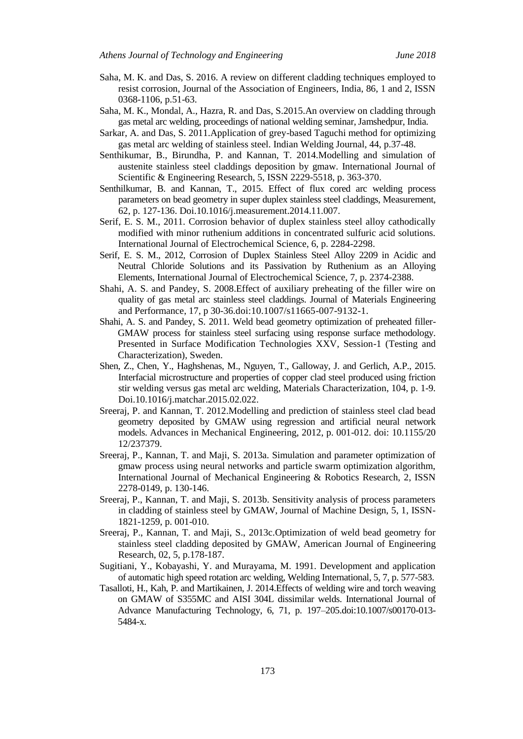Saha, M. K. and Das, S. 2016. A review on different cladding techniques employed to resist corrosion, Journal of the Association of Engineers, India, 86, 1 and 2, ISSN 0368-1106, p.51-63.

Saha, M. K., Mondal, A., Hazra, R. and Das, S.2015.An overview on cladding through gas metal arc welding, proceedings of national welding seminar, Jamshedpur, India.

Sarkar, A. and Das, S. 2011.Application of grey-based Taguchi method for optimizing gas metal arc welding of stainless steel. Indian Welding Journal, 44, p.37-48.

Senthikumar, B., Birundha, P. and Kannan, T. 2014.Modelling and simulation of austenite stainless steel claddings deposition by gmaw. International Journal of Scientific & Engineering Research, 5, ISSN 2229-5518, p. 363-370.

Senthilkumar, B. and Kannan, T., 2015. Effect of flux cored arc welding process parameters on bead geometry in super duplex stainless steel claddings, Measurement, 62, p. 127-136. Doi.10.1016/j.measurement.2014.11.007.

Serif, E. S. M., 2011. Corrosion behavior of duplex stainless steel alloy cathodically modified with minor ruthenium additions in concentrated sulfuric acid solutions. International Journal of Electrochemical Science, 6, p. 2284-2298.

Serif, E. S. M., 2012, Corrosion of Duplex Stainless Steel Alloy 2209 in Acidic and Neutral Chloride Solutions and its Passivation by Ruthenium as an Alloying Elements, International Journal of Electrochemical Science, 7, p. 2374-2388.

Shahi, A. S. and Pandey, S. 2008.Effect of auxiliary preheating of the filler wire on quality of gas metal arc stainless steel claddings. Journal of Materials Engineering and Performance, 17, p 30-36.doi:10.1007/s11665-007-9132-1.

Shahi, A. S. and Pandey, S. 2011. Weld bead geometry optimization of preheated filler-GMAW process for stainless steel surfacing using response surface methodology. Presented in Surface Modification Technologies XXV, Session-1 (Testing and Characterization), Sweden.

Shen, Z., Chen, Y., Haghshenas, M., Nguyen, T., Galloway, J. and Gerlich, A.P., 2015. Interfacial microstructure and properties of copper clad steel produced using friction stir welding versus gas metal arc welding, Materials Characterization, 104, p. 1-9. Doi.10.1016/j.matchar.2015.02.022.

Sreeraj, P. and Kannan, T. 2012.Modelling and prediction of stainless steel clad bead geometry deposited by GMAW using regression and artificial neural network models. Advances in Mechanical Engineering, 2012, p. 001-012. doi: 10.1155/20 12/237379.

Sreeraj, P., Kannan, T. and Maji, S. 2013a. Simulation and parameter optimization of gmaw process using neural networks and particle swarm optimization algorithm, International Journal of Mechanical Engineering & Robotics Research, 2, ISSN 2278-0149, p. 130-146.

Sreeraj, P., Kannan, T. and Maji, S. 2013b. Sensitivity analysis of process parameters in cladding of stainless steel by GMAW, Journal of Machine Design, 5, 1, ISSN-1821-1259, p. 001-010.

Sreeraj, P., Kannan, T. and Maji, S., 2013c.Optimization of weld bead geometry for stainless steel cladding deposited by GMAW, American Journal of Engineering Research, 02, 5, p.178-187.

Sugitiani, Y., Kobayashi, Y. and Murayama, M. 1991. Development and application of automatic high speed rotation arc welding, Welding International, 5, 7, p. 577-583.

Tasalloti, H., Kah, P. and Martikainen, J. 2014.Effects of welding wire and torch weaving on GMAW of S355MC and AISI 304L dissimilar welds. International Journal of Advance Manufacturing Technology, 6, 71, p. 197–205.doi:10.1007/s00170-013-5484-x.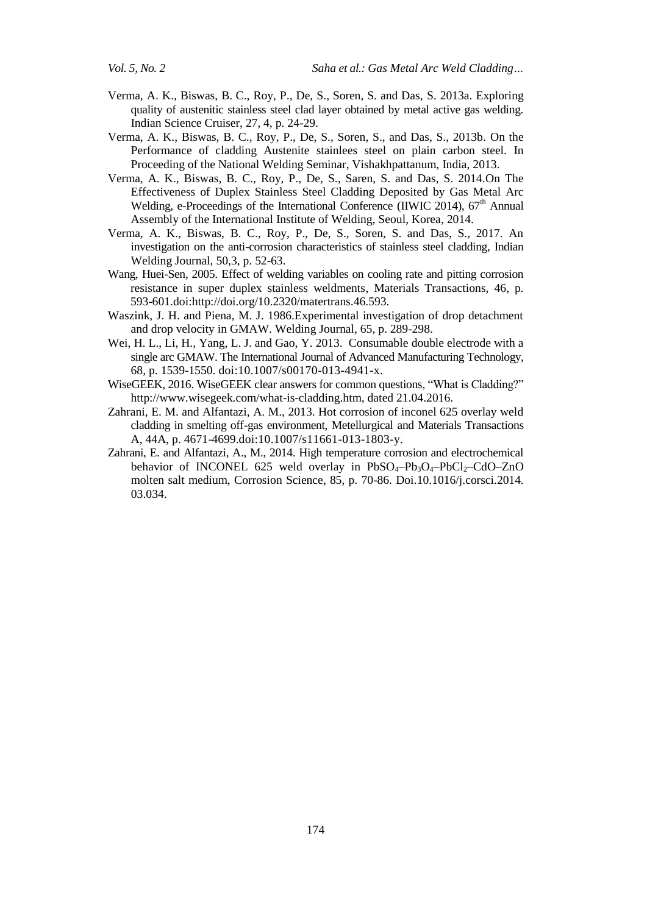Verma, A. K., Biswas, B. C., Roy, P., De, S., Soren, S. and Das, S. 2013a. Exploring quality of austenitic stainless steel clad layer obtained by metal active gas welding. Indian Science Cruiser, 27, 4, p. 24-29.

Verma, A. K., Biswas, B. C., Roy, P., De, S., Soren, S., and Das, S., 2013b. On the Performance of cladding Austenite stainlees steel on plain carbon steel. In Proceeding of the National Welding Seminar, Vishakhpattanum, India, 2013.

Verma, A. K., Biswas, B. C., Roy, P., De, S., Saren, S. and Das, S. 2014.On The Effectiveness of Duplex Stainless Steel Cladding Deposited by Gas Metal Arc Welding, e-Proceedings of the International Conference (IIWIC 2014), 67th Annual Assembly of the International Institute of Welding, Seoul, Korea, 2014.

Verma, A. K., Biswas, B. C., Roy, P., De, S., Soren, S. and Das, S., 2017. An investigation on the anti-corrosion characteristics of stainless steel cladding, Indian Welding Journal, 50,3, p. 52-63.

Wang, Huei-Sen, 2005. Effect of welding variables on cooling rate and pitting corrosion resistance in super duplex stainless weldments, Materials Transactions, 46, p. 593-601.doi:http://doi.org/10.2320/matertrans.46.593.

Waszink, J. H. and Piena, M. J. 1986.Experimental investigation of drop detachment and drop velocity in GMAW. Welding Journal, 65, p. 289-298.

Wei, H. L., Li, H., Yang, L. J. and Gao, Y. 2013. Consumable double electrode with a single arc GMAW. The International Journal of Advanced Manufacturing Technology, 68, p. 1539-1550. doi:10.1007/s00170-013-4941-x.

WiseGEEK, 2016. WiseGEEK clear answers for common questions, "What is Cladding?" http://www.wisegeek.com/what-is-cladding.htm, dated 21.04.2016.

Zahrani, E. M. and Alfantazi, A. M., 2013. Hot corrosion of inconel 625 overlay weld cladding in smelting off-gas environment, Metellurgical and Materials Transactions A, 44A, p. 4671-4699.doi:10.1007/s11661-013-1803-y.

Zahrani, E. and Alfantazi, A., M., 2014. High temperature corrosion and electrochemical behavior of INCONEL 625 weld overlay in $PbSO_4$–$Pb_3O_4$–$PbCl_2$–CdO–ZnO molten salt medium, Corrosion Science, 85, p. 70-86. Doi.10.1016/j.corsci.2014. 03.034.